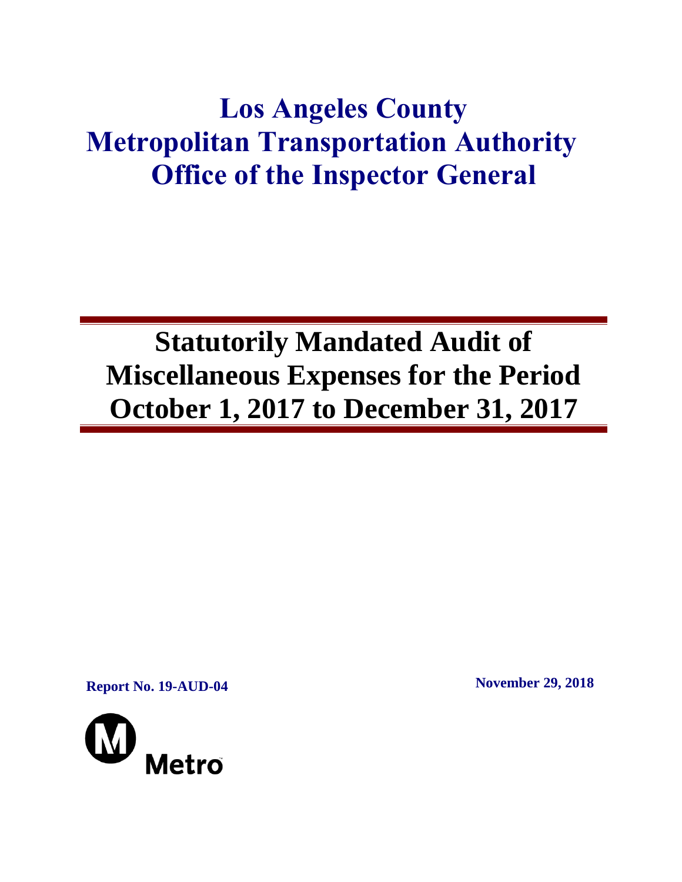# Los Angeles County Metropolitan Transportation Authority Office of the Inspector General

## Statutorily Mandated Audit of Miscellaneous Expenses for the Period October 1, 2017 to December 31, 2017

**Report No. 19-AUD-04**

**November 29, 2018**

Metro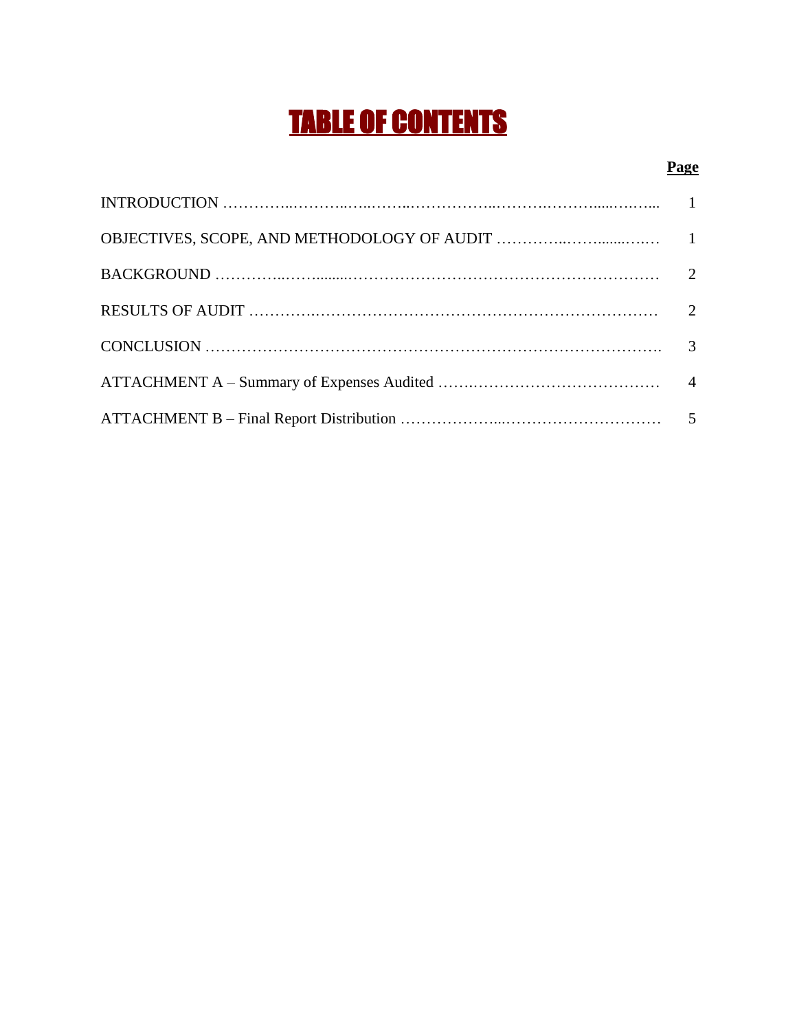# TABLE OF CONTENTS

| | Page |
|---|---|
| INTRODUCTION | 1 |
| OBJECTIVES, SCOPE, AND METHODOLOGY OF AUDIT | 1 |
| BACKGROUND | 2 |
| RESULTS OF AUDIT | 2 |
| CONCLUSION | 3 |
| ATTACHMENT A – Summary of Expenses Audited | 4 |
| ATTACHMENT B – Final Report Distribution | 5 |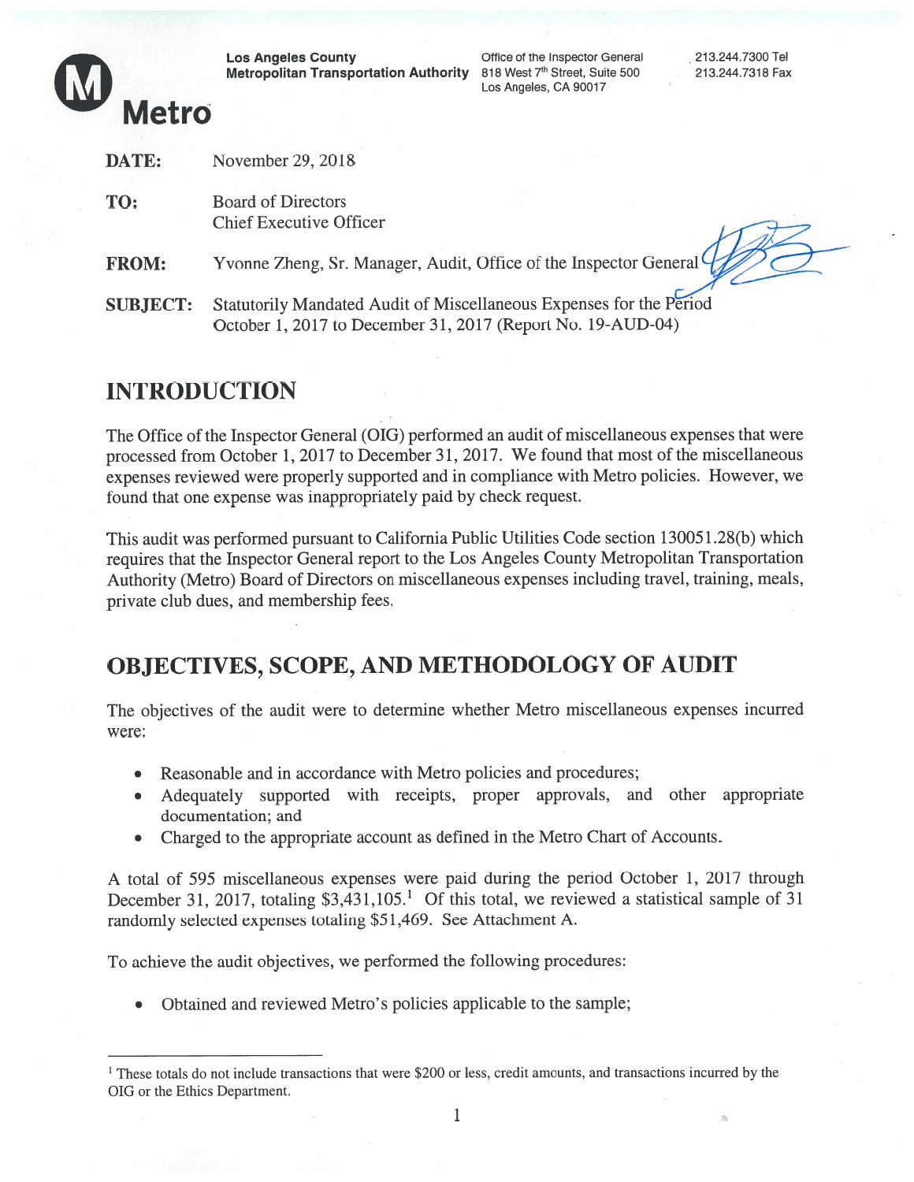**Los Angeles County Metropolitan Transportation Authority**

Office of the Inspector General
818 West 7th Street, Suite 500
Los Angeles, CA 90017

213.244.7300 Tel
213.244.7318 Fax

Metro

**DATE:** November 29, 2018

**TO:** Board of Directors
Chief Executive Officer

**FROM:** Yvonne Zheng, Sr. Manager, Audit, Office of the Inspector General

**SUBJECT:** Statutorily Mandated Audit of Miscellaneous Expenses for the Period October 1, 2017 to December 31, 2017 (Report No. 19-AUD-04)

# INTRODUCTION

The Office of the Inspector General (OIG) performed an audit of miscellaneous expenses that were processed from October 1, 2017 to December 31, 2017. We found that most of the miscellaneous expenses reviewed were properly supported and in compliance with Metro policies. However, we found that one expense was inappropriately paid by check request.

This audit was performed pursuant to California Public Utilities Code section 130051.28(b) which requires that the Inspector General report to the Los Angeles County Metropolitan Transportation Authority (Metro) Board of Directors on miscellaneous expenses including travel, training, meals, private club dues, and membership fees.

# OBJECTIVES, SCOPE, AND METHODOLOGY OF AUDIT

The objectives of the audit were to determine whether Metro miscellaneous expenses incurred were:

- Reasonable and in accordance with Metro policies and procedures;
- Adequately supported with receipts, proper approvals, and other appropriate documentation; and
- Charged to the appropriate account as defined in the Metro Chart of Accounts.

A total of 595 miscellaneous expenses were paid during the period October 1, 2017 through December 31, 2017, totaling $3,431,105.[1] Of this total, we reviewed a statistical sample of 31 randomly selected expenses totaling $51,469. See Attachment A.

To achieve the audit objectives, we performed the following procedures:

- Obtained and reviewed Metro's policies applicable to the sample;

[1] These totals do not include transactions that were $200 or less, credit amounts, and transactions incurred by the OIG or the Ethics Department.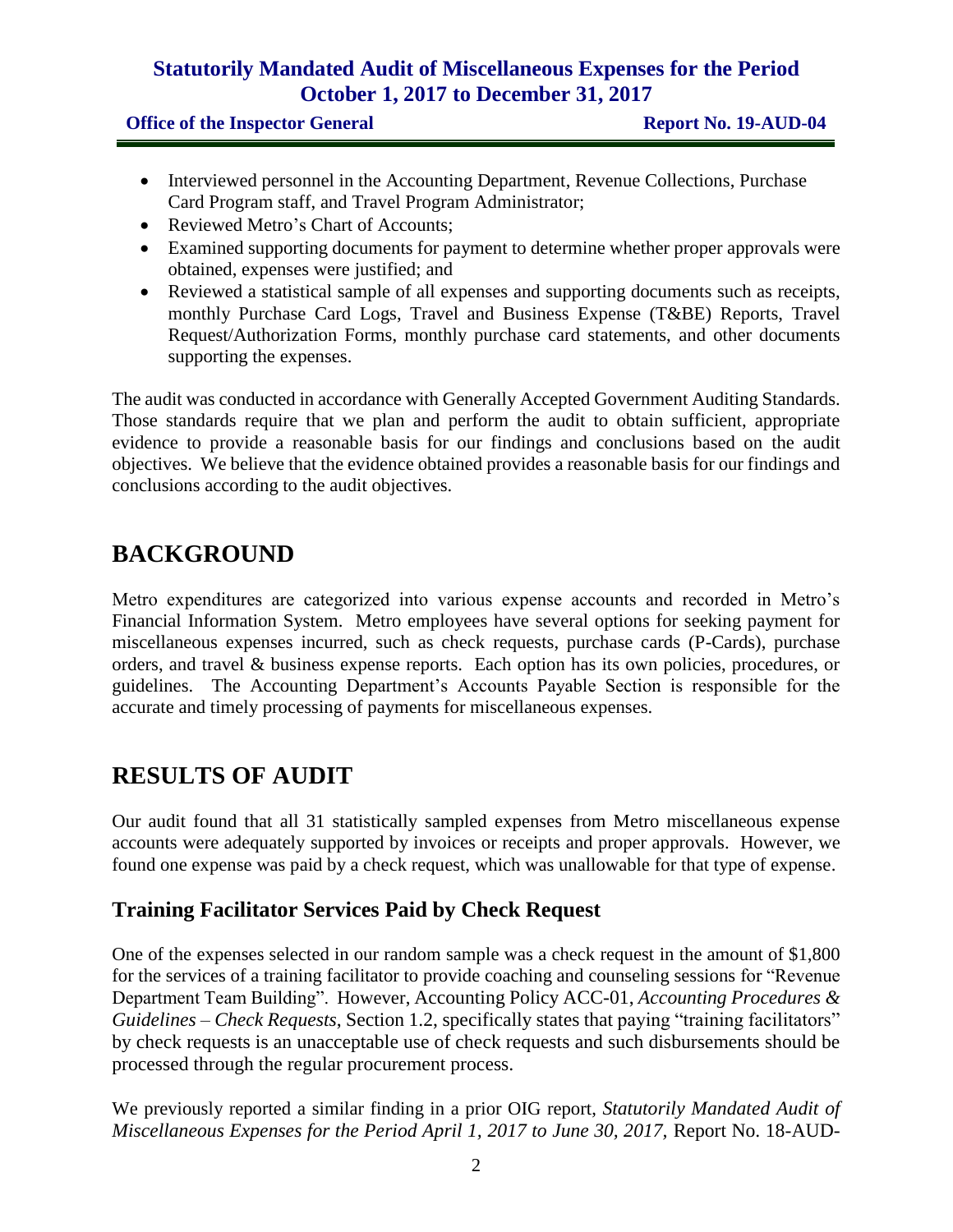- Interviewed personnel in the Accounting Department, Revenue Collections, Purchase Card Program staff, and Travel Program Administrator;
- Reviewed Metro's Chart of Accounts;
- Examined supporting documents for payment to determine whether proper approvals were obtained, expenses were justified; and
- Reviewed a statistical sample of all expenses and supporting documents such as receipts, monthly Purchase Card Logs, Travel and Business Expense (T&BE) Reports, Travel Request/Authorization Forms, monthly purchase card statements, and other documents supporting the expenses.

The audit was conducted in accordance with Generally Accepted Government Auditing Standards. Those standards require that we plan and perform the audit to obtain sufficient, appropriate evidence to provide a reasonable basis for our findings and conclusions based on the audit objectives. We believe that the evidence obtained provides a reasonable basis for our findings and conclusions according to the audit objectives.

# BACKGROUND

Metro expenditures are categorized into various expense accounts and recorded in Metro's Financial Information System. Metro employees have several options for seeking payment for miscellaneous expenses incurred, such as check requests, purchase cards (P-Cards), purchase orders, and travel & business expense reports. Each option has its own policies, procedures, or guidelines. The Accounting Department's Accounts Payable Section is responsible for the accurate and timely processing of payments for miscellaneous expenses.

# RESULTS OF AUDIT

Our audit found that all 31 statistically sampled expenses from Metro miscellaneous expense accounts were adequately supported by invoices or receipts and proper approvals. However, we found one expense was paid by a check request, which was unallowable for that type of expense.

## Training Facilitator Services Paid by Check Request

One of the expenses selected in our random sample was a check request in the amount of $1,800 for the services of a training facilitator to provide coaching and counseling sessions for "Revenue Department Team Building". However, Accounting Policy ACC-01, *Accounting Procedures & Guidelines – Check Requests*, Section 1.2, specifically states that paying "training facilitators" by check requests is an unacceptable use of check requests and such disbursements should be processed through the regular procurement process.

We previously reported a similar finding in a prior OIG report, *Statutorily Mandated Audit of Miscellaneous Expenses for the Period April 1, 2017 to June 30, 2017,* Report No. 18-AUD-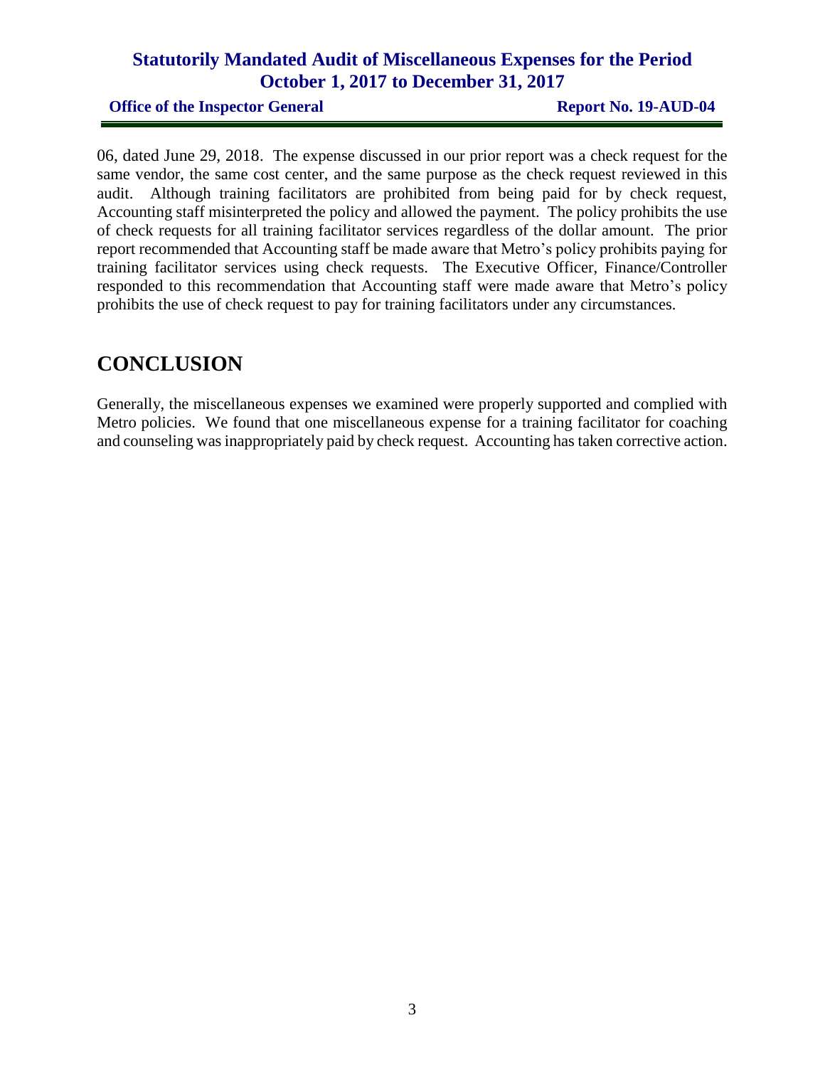06, dated June 29, 2018. The expense discussed in our prior report was a check request for the same vendor, the same cost center, and the same purpose as the check request reviewed in this audit. Although training facilitators are prohibited from being paid for by check request, Accounting staff misinterpreted the policy and allowed the payment. The policy prohibits the use of check requests for all training facilitator services regardless of the dollar amount. The prior report recommended that Accounting staff be made aware that Metro's policy prohibits paying for training facilitator services using check requests. The Executive Officer, Finance/Controller responded to this recommendation that Accounting staff were made aware that Metro's policy prohibits the use of check request to pay for training facilitators under any circumstances.

# CONCLUSION

Generally, the miscellaneous expenses we examined were properly supported and complied with Metro policies. We found that one miscellaneous expense for a training facilitator for coaching and counseling was inappropriately paid by check request. Accounting has taken corrective action.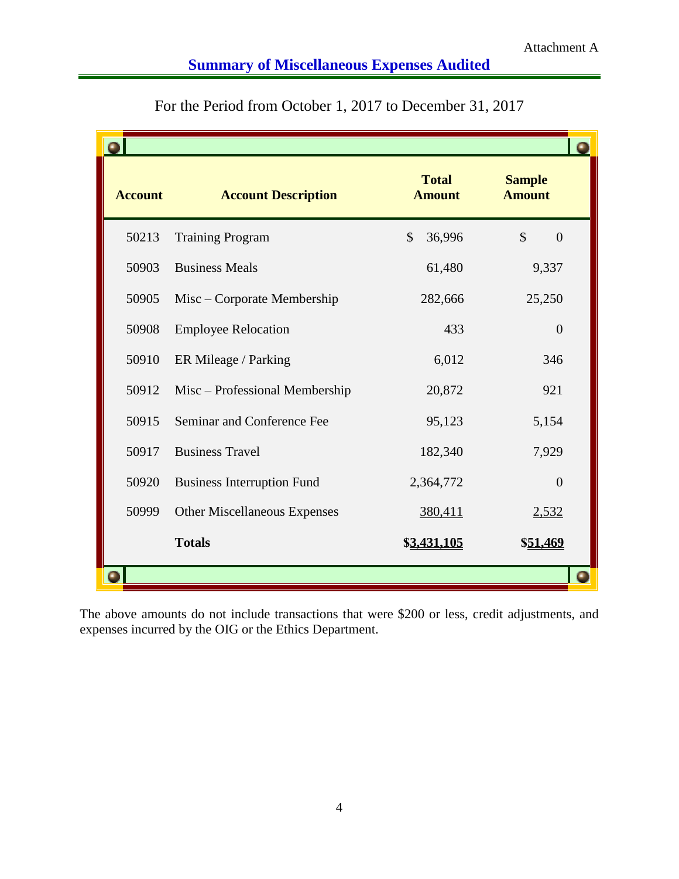Attachment A

## Summary of Miscellaneous Expenses Audited

For the Period from October 1, 2017 to December 31, 2017

| Account | Account Description | Total Amount | Sample Amount |
|---|---|---|---|
| 50213 | Training Program | $ 36,996 | $ 0 |
| 50903 | Business Meals | 61,480 | 9,337 |
| 50905 | Misc – Corporate Membership | 282,666 | 25,250 |
| 50908 | Employee Relocation | 433 | 0 |
| 50910 | ER Mileage / Parking | 6,012 | 346 |
| 50912 | Misc – Professional Membership | 20,872 | 921 |
| 50915 | Seminar and Conference Fee | 95,123 | 5,154 |
| 50917 | Business Travel | 182,340 | 7,929 |
| 50920 | Business Interruption Fund | 2,364,772 | 0 |
| 50999 | Other Miscellaneous Expenses | 380,411 | 2,532 |
| | **Totals** | **$3,431,105** | **$51,469** |

The above amounts do not include transactions that were $200 or less, credit adjustments, and expenses incurred by the OIG or the Ethics Department.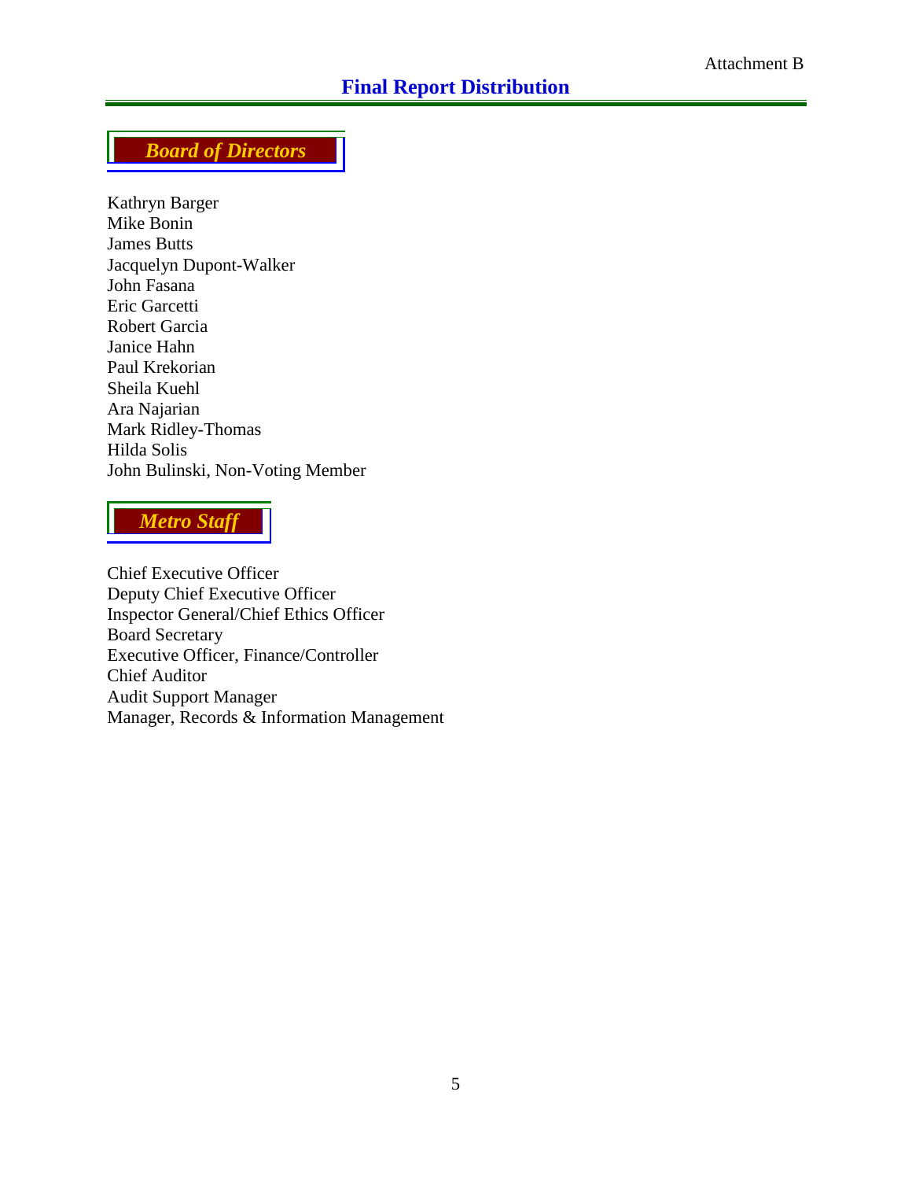Attachment B

# Final Report Distribution

## *Board of Directors*

Kathryn Barger
Mike Bonin
James Butts
Jacquelyn Dupont-Walker
John Fasana
Eric Garcetti
Robert Garcia
Janice Hahn
Paul Krekorian
Sheila Kuehl
Ara Najarian
Mark Ridley-Thomas
Hilda Solis
John Bulinski, Non-Voting Member

## *Metro Staff*

Chief Executive Officer
Deputy Chief Executive Officer
Inspector General/Chief Ethics Officer
Board Secretary
Executive Officer, Finance/Controller
Chief Auditor
Audit Support Manager
Manager, Records & Information Management